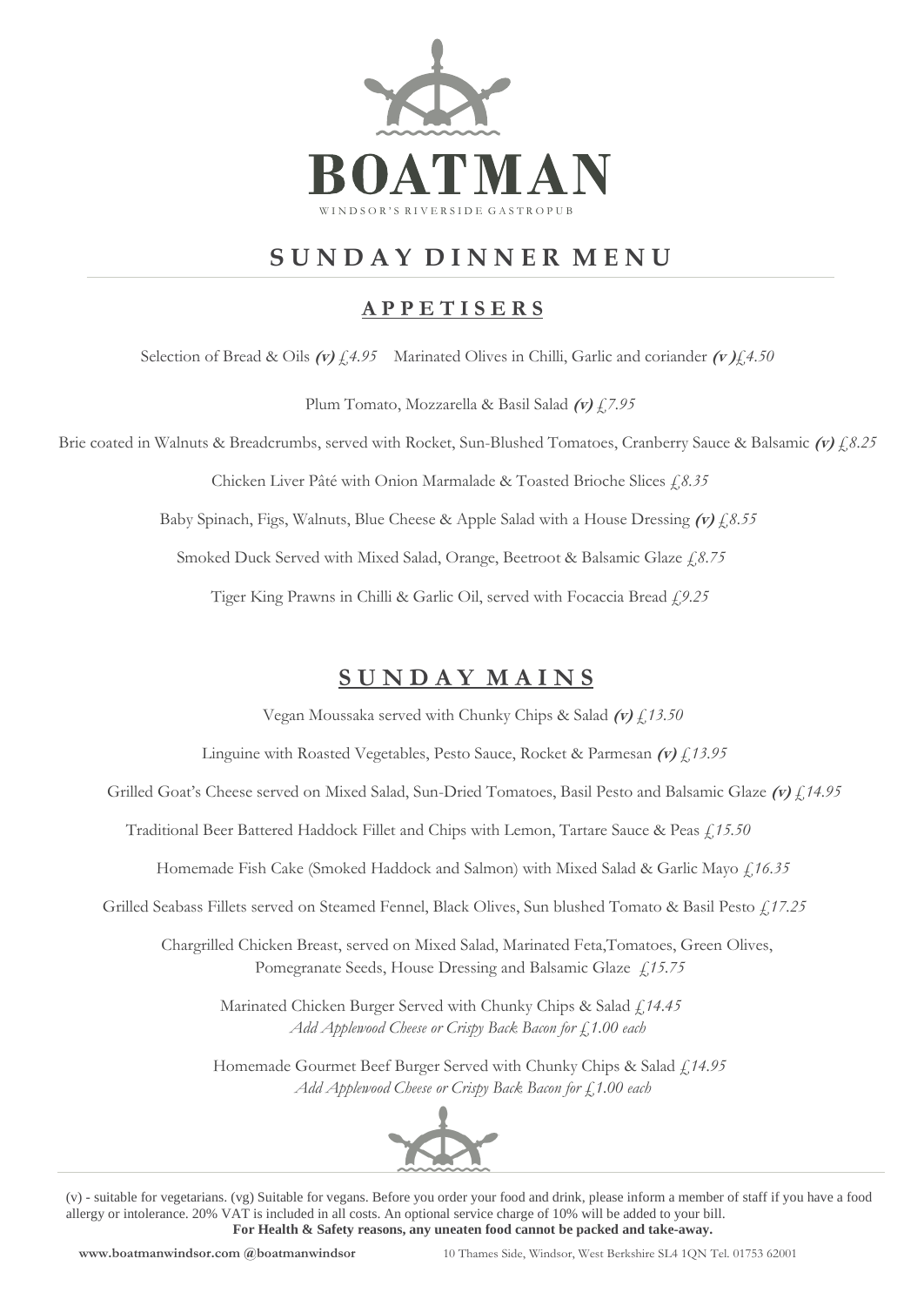# BOATMAN

WINDSOR'S RIVERSIDE GASTROPUB

## SUNDAY DINNER MENU

### APPETISERS

Selection of Bread & Oils ***(v)*** *£4.95*   Marinated Olives in Chilli, Garlic and coriander ***(v )*** *£4.50*

Plum Tomato, Mozzarella & Basil Salad ***(v)*** *£7.95*

Brie coated in Walnuts & Breadcrumbs, served with Rocket, Sun-Blushed Tomatoes, Cranberry Sauce & Balsamic ***(v)*** *£8.25*

Chicken Liver Pâté with Onion Marmalade & Toasted Brioche Slices *£8.35*

Baby Spinach, Figs, Walnuts, Blue Cheese & Apple Salad with a House Dressing ***(v)*** *£8.55*

Smoked Duck Served with Mixed Salad, Orange, Beetroot & Balsamic Glaze *£8.75*

Tiger King Prawns in Chilli & Garlic Oil, served with Focaccia Bread *£9.25*

### SUNDAY MAINS

Vegan Moussaka served with Chunky Chips & Salad ***(v)*** *£13.50*

Linguine with Roasted Vegetables, Pesto Sauce, Rocket & Parmesan ***(v)*** *£13.95*

Grilled Goat's Cheese served on Mixed Salad, Sun-Dried Tomatoes, Basil Pesto and Balsamic Glaze ***(v)*** *£14.95*

Traditional Beer Battered Haddock Fillet and Chips with Lemon, Tartare Sauce & Peas *£15.50*

Homemade Fish Cake (Smoked Haddock and Salmon) with Mixed Salad & Garlic Mayo *£16.35*

Grilled Seabass Fillets served on Steamed Fennel, Black Olives, Sun blushed Tomato & Basil Pesto *£17.25*

Chargrilled Chicken Breast, served on Mixed Salad, Marinated Feta,Tomatoes, Green Olives, Pomegranate Seeds, House Dressing and Balsamic Glaze *£15.75*

Marinated Chicken Burger Served with Chunky Chips & Salad *£14.45*
*Add Applewood Cheese or Crispy Back Bacon for £1.00 each*

Homemade Gourmet Beef Burger Served with Chunky Chips & Salad *£14.95*
*Add Applewood Cheese or Crispy Back Bacon for £1.00 each*

(v) - suitable for vegetarians. (vg) Suitable for vegans. Before you order your food and drink, please inform a member of staff if you have a food allergy or intolerance. 20% VAT is included in all costs. An optional service charge of 10% will be added to your bill.
**For Health & Safety reasons, any uneaten food cannot be packed and take-away.**

**www.boatmanwindsor.com @boatmanwindsor**   10 Thames Side, Windsor, West Berkshire SL4 1QN Tel. 01753 62001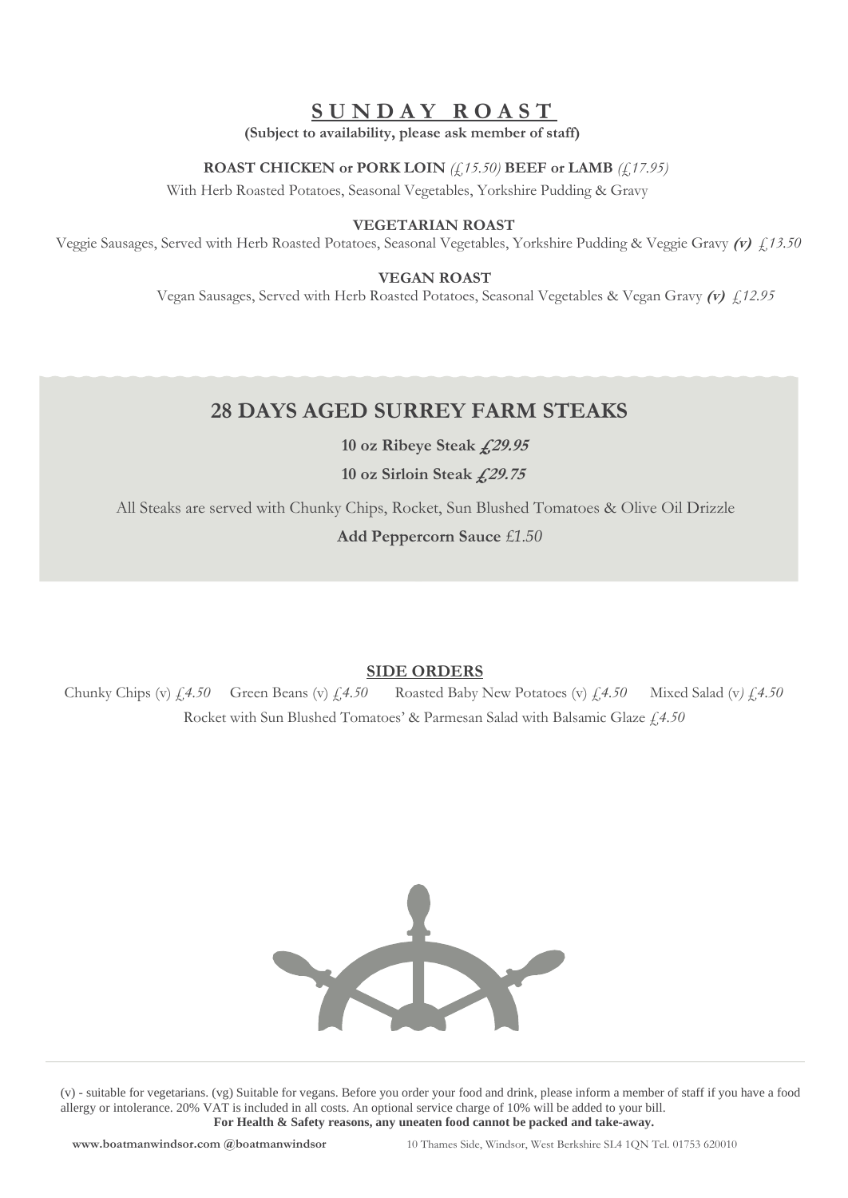# SUNDAY ROAST

**(Subject to availability, please ask member of staff)**

**ROAST CHICKEN or PORK LOIN** *(£15.50)* **BEEF or LAMB** *(£17.95)*

With Herb Roasted Potatoes, Seasonal Vegetables, Yorkshire Pudding & Gravy

**VEGETARIAN ROAST**

Veggie Sausages, Served with Herb Roasted Potatoes, Seasonal Vegetables, Yorkshire Pudding & Veggie Gravy ***(v)*** *£13.50*

**VEGAN ROAST**

Vegan Sausages, Served with Herb Roasted Potatoes, Seasonal Vegetables & Vegan Gravy ***(v)*** *£12.95*

## 28 DAYS AGED SURREY FARM STEAKS

**10 oz Ribeye Steak *£29.95***

**10 oz Sirloin Steak *£29.75***

All Steaks are served with Chunky Chips, Rocket, Sun Blushed Tomatoes & Olive Oil Drizzle

**Add Peppercorn Sauce** *£1.50*

## SIDE ORDERS

Chunky Chips (v) *£4.50* Green Beans (v) *£4.50* Roasted Baby New Potatoes (v) *£4.50* Mixed Salad (v) *£4.50*

Rocket with Sun Blushed Tomatoes' & Parmesan Salad with Balsamic Glaze *£4.50*

(v) - suitable for vegetarians. (vg) Suitable for vegans. Before you order your food and drink, please inform a member of staff if you have a food allergy or intolerance. 20% VAT is included in all costs. An optional service charge of 10% will be added to your bill.

**For Health & Safety reasons, any uneaten food cannot be packed and take-away.**

**www.boatmanwindsor.com @boatmanwindsor** 10 Thames Side, Windsor, West Berkshire SL4 1QN Tel. 01753 620010